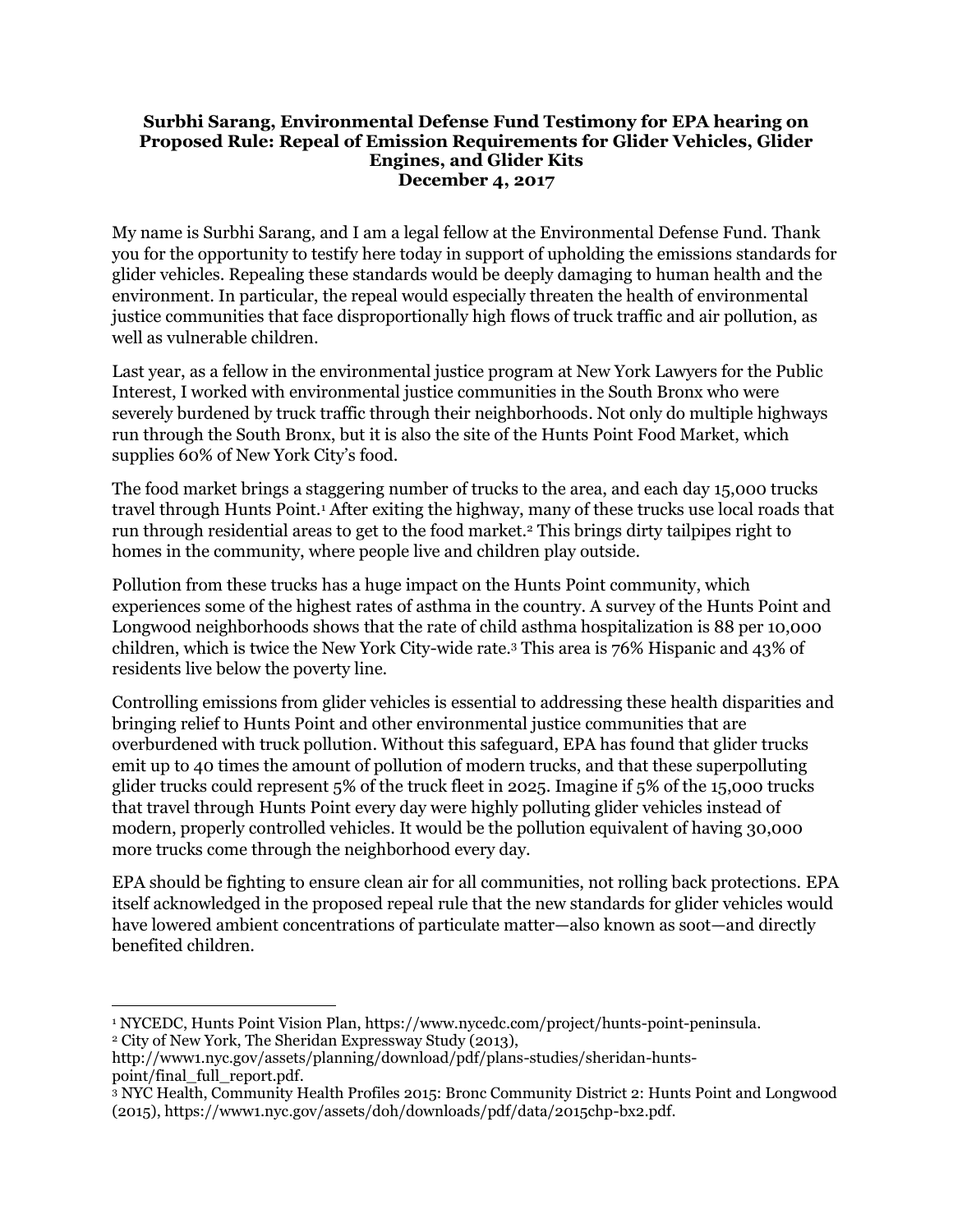**Surbhi Sarang, Environmental Defense Fund Testimony for EPA hearing on Proposed Rule: Repeal of Emission Requirements for Glider Vehicles, Glider Engines, and Glider Kits**
**December 4, 2017**

My name is Surbhi Sarang, and I am a legal fellow at the Environmental Defense Fund. Thank you for the opportunity to testify here today in support of upholding the emissions standards for glider vehicles. Repealing these standards would be deeply damaging to human health and the environment. In particular, the repeal would especially threaten the health of environmental justice communities that face disproportionally high flows of truck traffic and air pollution, as well as vulnerable children.

Last year, as a fellow in the environmental justice program at New York Lawyers for the Public Interest, I worked with environmental justice communities in the South Bronx who were severely burdened by truck traffic through their neighborhoods. Not only do multiple highways run through the South Bronx, but it is also the site of the Hunts Point Food Market, which supplies 60% of New York City's food.

The food market brings a staggering number of trucks to the area, and each day 15,000 trucks travel through Hunts Point.[1] After exiting the highway, many of these trucks use local roads that run through residential areas to get to the food market.[2] This brings dirty tailpipes right to homes in the community, where people live and children play outside.

Pollution from these trucks has a huge impact on the Hunts Point community, which experiences some of the highest rates of asthma in the country. A survey of the Hunts Point and Longwood neighborhoods shows that the rate of child asthma hospitalization is 88 per 10,000 children, which is twice the New York City-wide rate.[3] This area is 76% Hispanic and 43% of residents live below the poverty line.

Controlling emissions from glider vehicles is essential to addressing these health disparities and bringing relief to Hunts Point and other environmental justice communities that are overburdened with truck pollution. Without this safeguard, EPA has found that glider trucks emit up to 40 times the amount of pollution of modern trucks, and that these superpolluting glider trucks could represent 5% of the truck fleet in 2025. Imagine if 5% of the 15,000 trucks that travel through Hunts Point every day were highly polluting glider vehicles instead of modern, properly controlled vehicles. It would be the pollution equivalent of having 30,000 more trucks come through the neighborhood every day.

EPA should be fighting to ensure clean air for all communities, not rolling back protections. EPA itself acknowledged in the proposed repeal rule that the new standards for glider vehicles would have lowered ambient concentrations of particulate matter—also known as soot—and directly benefited children.

---

[1] NYCEDC, Hunts Point Vision Plan, https://www.nycedc.com/project/hunts-point-peninsula.

[2] City of New York, The Sheridan Expressway Study (2013), http://www1.nyc.gov/assets/planning/download/pdf/plans-studies/sheridan-hunts-point/final_full_report.pdf.

[3] NYC Health, Community Health Profiles 2015: Bronc Community District 2: Hunts Point and Longwood (2015), https://www1.nyc.gov/assets/doh/downloads/pdf/data/2015chp-bx2.pdf.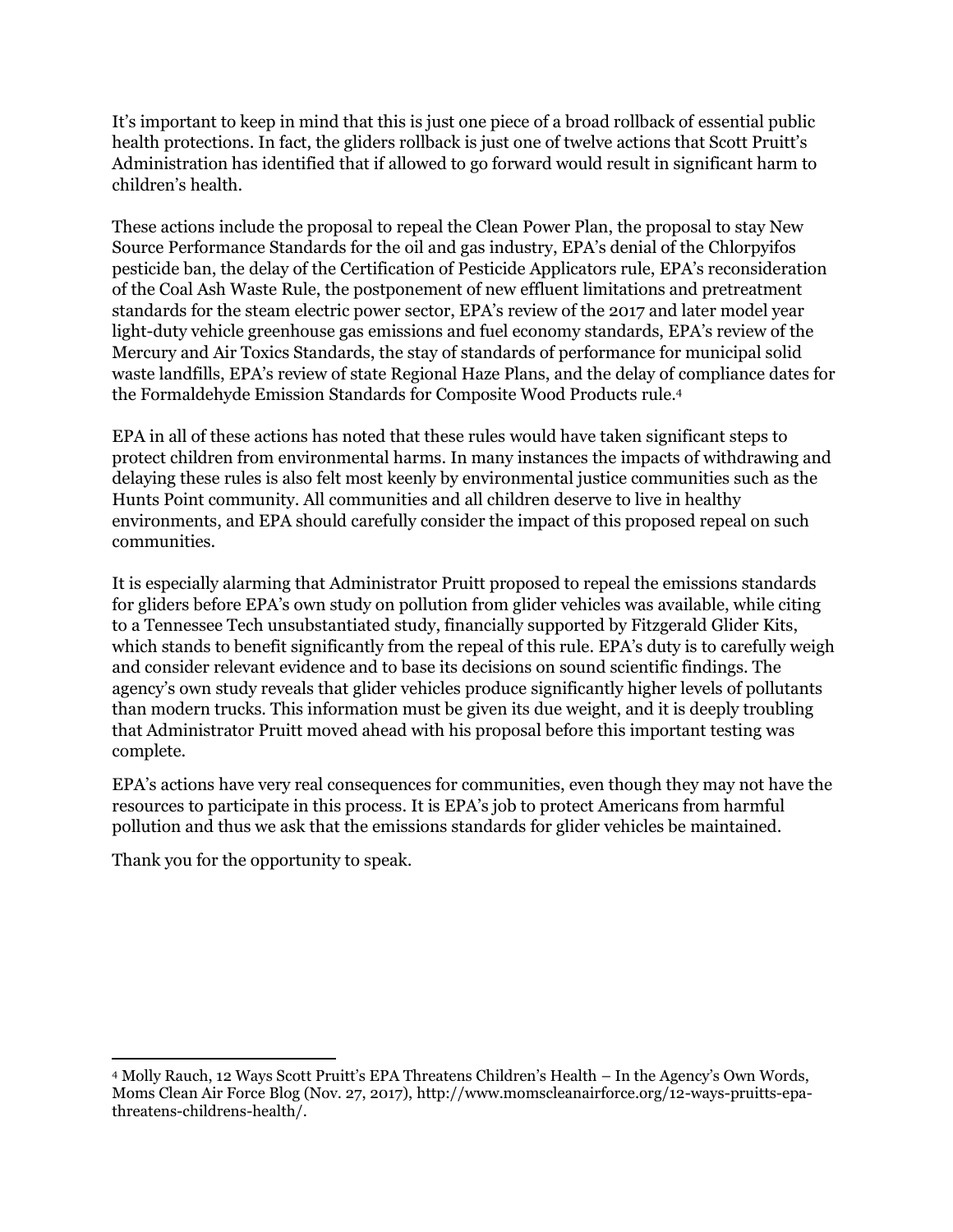It's important to keep in mind that this is just one piece of a broad rollback of essential public health protections. In fact, the gliders rollback is just one of twelve actions that Scott Pruitt's Administration has identified that if allowed to go forward would result in significant harm to children's health.

These actions include the proposal to repeal the Clean Power Plan, the proposal to stay New Source Performance Standards for the oil and gas industry, EPA's denial of the Chlorpyifos pesticide ban, the delay of the Certification of Pesticide Applicators rule, EPA's reconsideration of the Coal Ash Waste Rule, the postponement of new effluent limitations and pretreatment standards for the steam electric power sector, EPA's review of the 2017 and later model year light-duty vehicle greenhouse gas emissions and fuel economy standards, EPA's review of the Mercury and Air Toxics Standards, the stay of standards of performance for municipal solid waste landfills, EPA's review of state Regional Haze Plans, and the delay of compliance dates for the Formaldehyde Emission Standards for Composite Wood Products rule.[4]

EPA in all of these actions has noted that these rules would have taken significant steps to protect children from environmental harms. In many instances the impacts of withdrawing and delaying these rules is also felt most keenly by environmental justice communities such as the Hunts Point community. All communities and all children deserve to live in healthy environments, and EPA should carefully consider the impact of this proposed repeal on such communities.

It is especially alarming that Administrator Pruitt proposed to repeal the emissions standards for gliders before EPA's own study on pollution from glider vehicles was available, while citing to a Tennessee Tech unsubstantiated study, financially supported by Fitzgerald Glider Kits, which stands to benefit significantly from the repeal of this rule. EPA's duty is to carefully weigh and consider relevant evidence and to base its decisions on sound scientific findings. The agency's own study reveals that glider vehicles produce significantly higher levels of pollutants than modern trucks. This information must be given its due weight, and it is deeply troubling that Administrator Pruitt moved ahead with his proposal before this important testing was complete.

EPA's actions have very real consequences for communities, even though they may not have the resources to participate in this process. It is EPA's job to protect Americans from harmful pollution and thus we ask that the emissions standards for glider vehicles be maintained.

Thank you for the opportunity to speak.

---

[4] Molly Rauch, 12 Ways Scott Pruitt's EPA Threatens Children's Health – In the Agency's Own Words, Moms Clean Air Force Blog (Nov. 27, 2017), http://www.momscleanairforce.org/12-ways-pruitts-epa-threatens-childrens-health/.